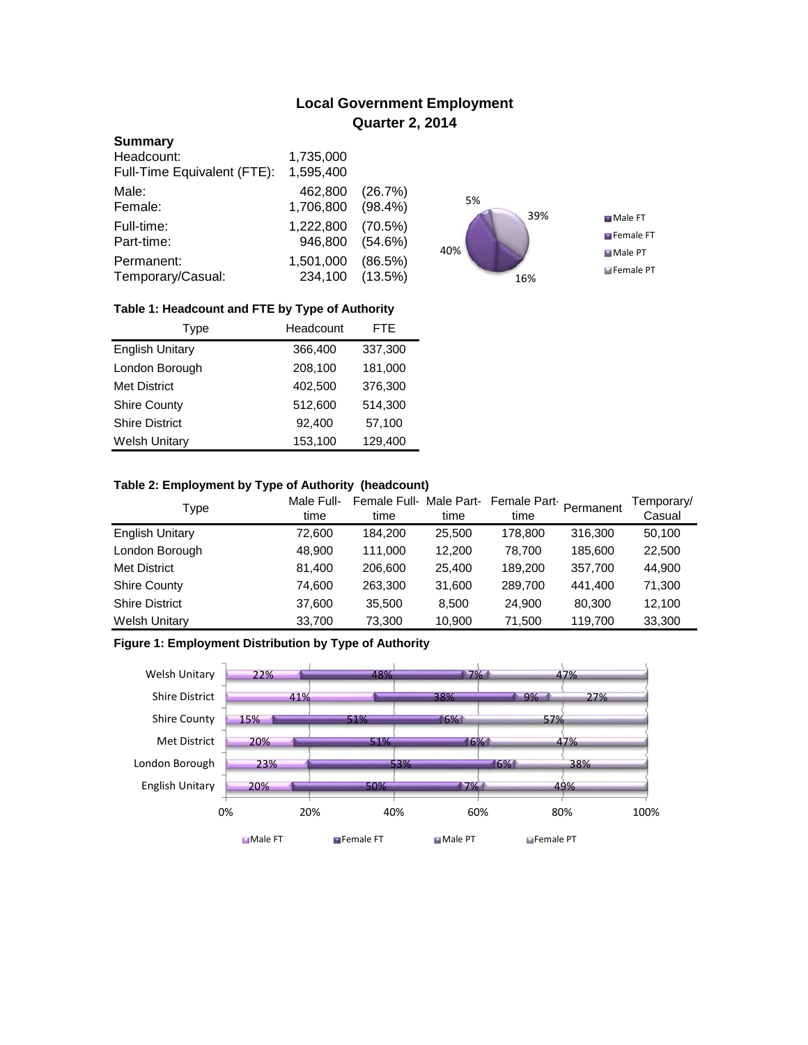# Local Government Employment
## Quarter 2, 2014

**Summary**

| | | |
|---|---|---|
| Headcount: | 1,735,000 | |
| Full-Time Equivalent (FTE): | 1,595,400 | |
| Male: | 462,800 | (26.7%) |
| Female: | 1,706,800 | (98.4%) |
| Full-time: | 1,222,800 | (70.5%) |
| Part-time: | 946,800 | (54.6%) |
| Permanent: | 1,501,000 | (86.5%) |
| Temporary/Casual: | 234,100 | (13.5%) |

5%
39%
40%
16%

Male FT
Female FT
Male PT
Female PT

**Table 1: Headcount and FTE by Type of Authority**

| Type | Headcount | FTE |
|---|---|---|
| English Unitary | 366,400 | 337,300 |
| London Borough | 208,100 | 181,000 |
| Met District | 402,500 | 376,300 |
| Shire County | 512,600 | 514,300 |
| Shire District | 92,400 | 57,100 |
| Welsh Unitary | 153,100 | 129,400 |

**Table 2: Employment by Type of Authority (headcount)**

| Type | Male Full-time | Female Full-time | Male Part-time | Female Part-time | Permanent | Temporary/ Casual |
|---|---|---|---|---|---|---|
| English Unitary | 72,600 | 184,200 | 25,500 | 178,800 | 316,300 | 50,100 |
| London Borough | 48,900 | 111,000 | 12,200 | 78,700 | 185,600 | 22,500 |
| Met District | 81,400 | 206,600 | 25,400 | 189,200 | 357,700 | 44,900 |
| Shire County | 74,600 | 263,300 | 31,600 | 289,700 | 441,400 | 71,300 |
| Shire District | 37,600 | 35,500 | 8,500 | 24,900 | 80,300 | 12,100 |
| Welsh Unitary | 33,700 | 73,300 | 10,900 | 71,500 | 119,700 | 33,300 |

**Figure 1: Employment Distribution by Type of Authority**

| Type | Male FT | Female FT | Male PT | Female PT |
|---|---|---|---|---|
| Welsh Unitary | 22% | 48% | 7% | 47% |
| Shire District | 41% | 38% | 9% | 27% |
| Shire County | 15% | 51% | 6% | 57% |
| Met District | 20% | 51% | 6% | 47% |
| London Borough | 23% | 53% | 6% | 38% |
| English Unitary | 20% | 50% | 7% | 49% |

0% 20% 40% 60% 80% 100%

Male FT · Female FT · Male PT · Female PT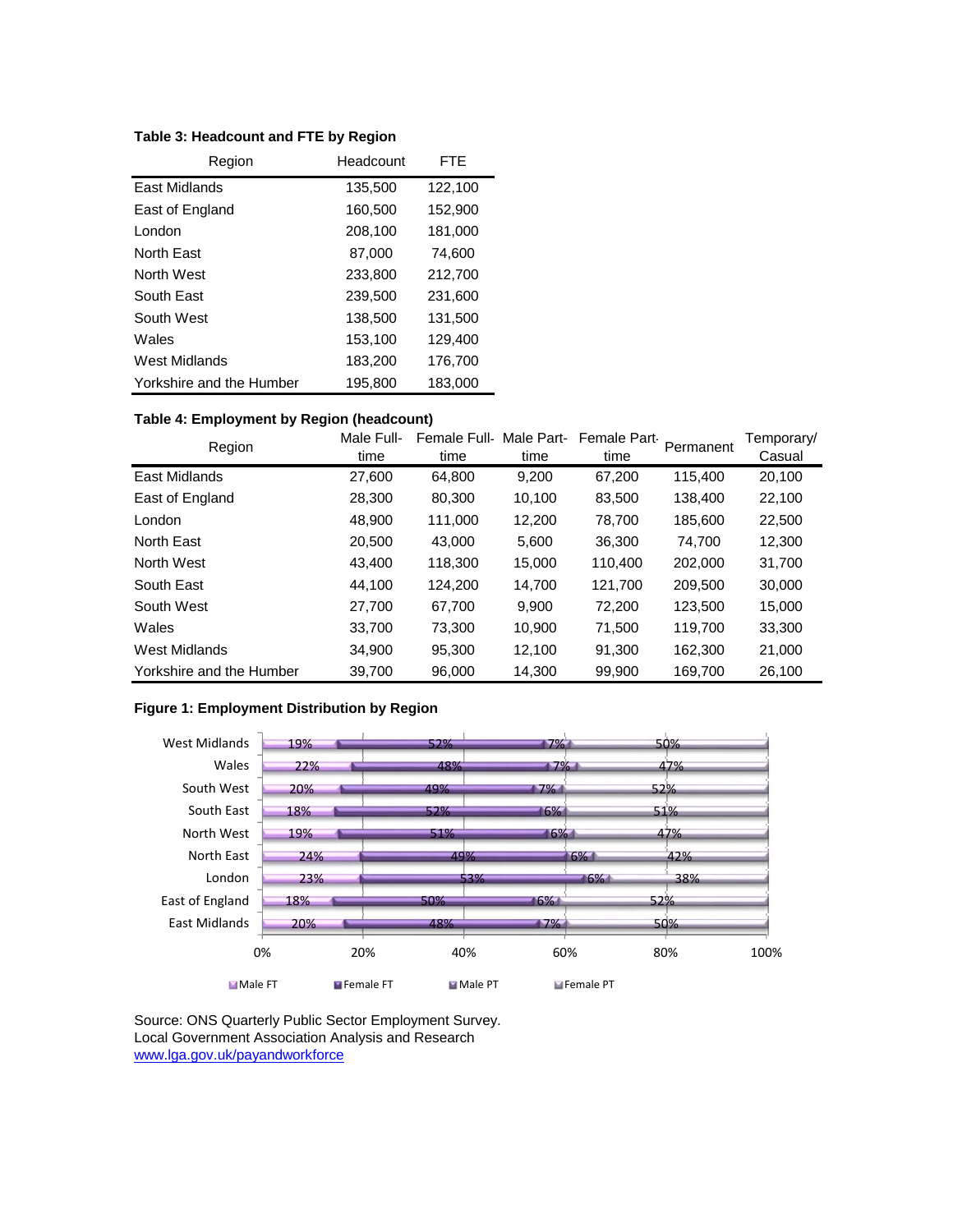**Table 3: Headcount and FTE by Region**

| Region | Headcount | FTE |
|---|---|---|
| East Midlands | 135,500 | 122,100 |
| East of England | 160,500 | 152,900 |
| London | 208,100 | 181,000 |
| North East | 87,000 | 74,600 |
| North West | 233,800 | 212,700 |
| South East | 239,500 | 231,600 |
| South West | 138,500 | 131,500 |
| Wales | 153,100 | 129,400 |
| West Midlands | 183,200 | 176,700 |
| Yorkshire and the Humber | 195,800 | 183,000 |

**Table 4: Employment by Region (headcount)**

| Region | Male Full-time | Female Full-time | Male Part-time | Female Part-time | Permanent | Temporary/ Casual |
|---|---|---|---|---|---|---|
| East Midlands | 27,600 | 64,800 | 9,200 | 67,200 | 115,400 | 20,100 |
| East of England | 28,300 | 80,300 | 10,100 | 83,500 | 138,400 | 22,100 |
| London | 48,900 | 111,000 | 12,200 | 78,700 | 185,600 | 22,500 |
| North East | 20,500 | 43,000 | 5,600 | 36,300 | 74,700 | 12,300 |
| North West | 43,400 | 118,300 | 15,000 | 110,400 | 202,000 | 31,700 |
| South East | 44,100 | 124,200 | 14,700 | 121,700 | 209,500 | 30,000 |
| South West | 27,700 | 67,700 | 9,900 | 72,200 | 123,500 | 15,000 |
| Wales | 33,700 | 73,300 | 10,900 | 71,500 | 119,700 | 33,300 |
| West Midlands | 34,900 | 95,300 | 12,100 | 91,300 | 162,300 | 21,000 |
| Yorkshire and the Humber | 39,700 | 96,000 | 14,300 | 99,900 | 169,700 | 26,100 |

**Figure 1: Employment Distribution by Region**

West Midlands 19% 52% 7% 50%
Wales 22% 48% 7% 47%
South West 20% 49% 7% 52%
South East 18% 52% 6% 51%
North West 19% 51% 6% 47%
North East 24% 49% 6% 42%
London 23% 53% 6% 38%
East of England 18% 50% 6% 52%
East Midlands 20% 48% 7% 50%

0% 20% 40% 60% 80% 100%

Male FT
Female FT
Male PT
Female PT

Source: ONS Quarterly Public Sector Employment Survey.
Local Government Association Analysis and Research
www.lga.gov.uk/payandworkforce